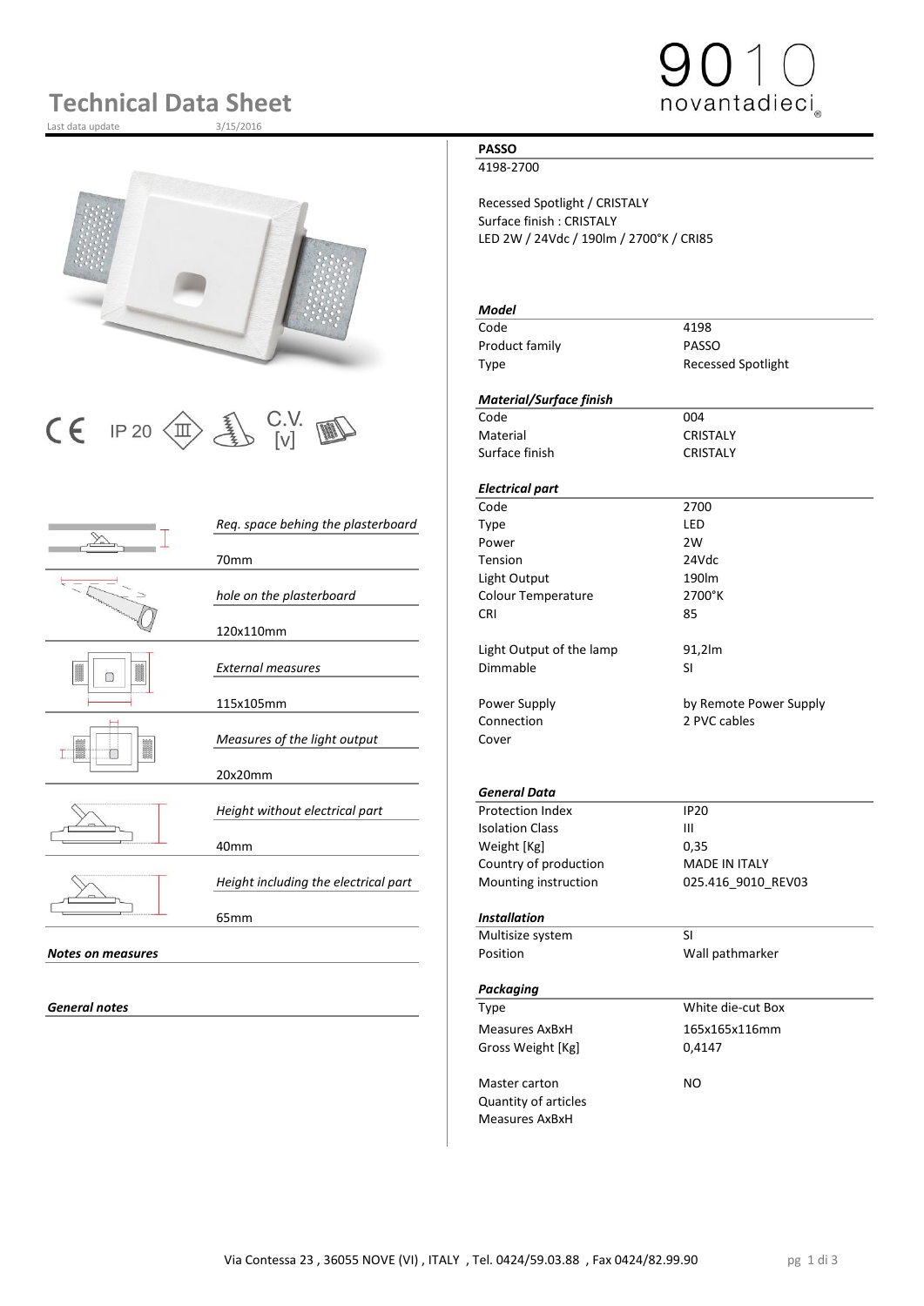# Technical Data Sheet

Last data update 3/15/2016

9010 novantadieci

IP 20 C.V. [v]

| | |
|---|---|
| *Req. space behing the plasterboard* | 70mm |
| *hole on the plasterboard* | 120x110mm |
| *External measures* | 115x105mm |
| *Measures of the light output* | 20x20mm |
| *Height without electrical part* | 40mm |
| *Height including the electrical part* | 65mm |

***Notes on measures***

***General notes***

**PASSO**

4198-2700

Recessed Spotlight / CRISTALY
Surface finish : CRISTALY
LED 2W / 24Vdc / 190lm / 2700°K / CRI85

***Model***

| | |
|---|---|
| Code | 4198 |
| Product family | PASSO |
| Type | Recessed Spotlight |

***Material/Surface finish***

| | |
|---|---|
| Code | 004 |
| Material | CRISTALY |
| Surface finish | CRISTALY |

***Electrical part***

| | |
|---|---|
| Code | 2700 |
| Type | LED |
| Power | 2W |
| Tension | 24Vdc |
| Light Output | 190lm |
| Colour Temperature | 2700°K |
| CRI | 85 |
| Light Output of the lamp | 91,2lm |
| Dimmable | SI |
| Power Supply | by Remote Power Supply |
| Connection | 2 PVC cables |
| Cover | |

***General Data***

| | |
|---|---|
| Protection Index | IP20 |
| Isolation Class | III |
| Weight [Kg] | 0,35 |
| Country of production | MADE IN ITALY |
| Mounting instruction | 025.416_9010_REV03 |

***Installation***

| | |
|---|---|
| Multisize system | SI |
| Position | Wall pathmarker |

***Packaging***

| | |
|---|---|
| Type | White die-cut Box |
| Measures AxBxH | 165x165x116mm |
| Gross Weight [Kg] | 0,4147 |
| Master carton | NO |
| Quantity of articles | |
| Measures AxBxH | |

Via Contessa 23 , 36055 NOVE (VI) , ITALY , Tel. 0424/59.03.88 , Fax 0424/82.99.90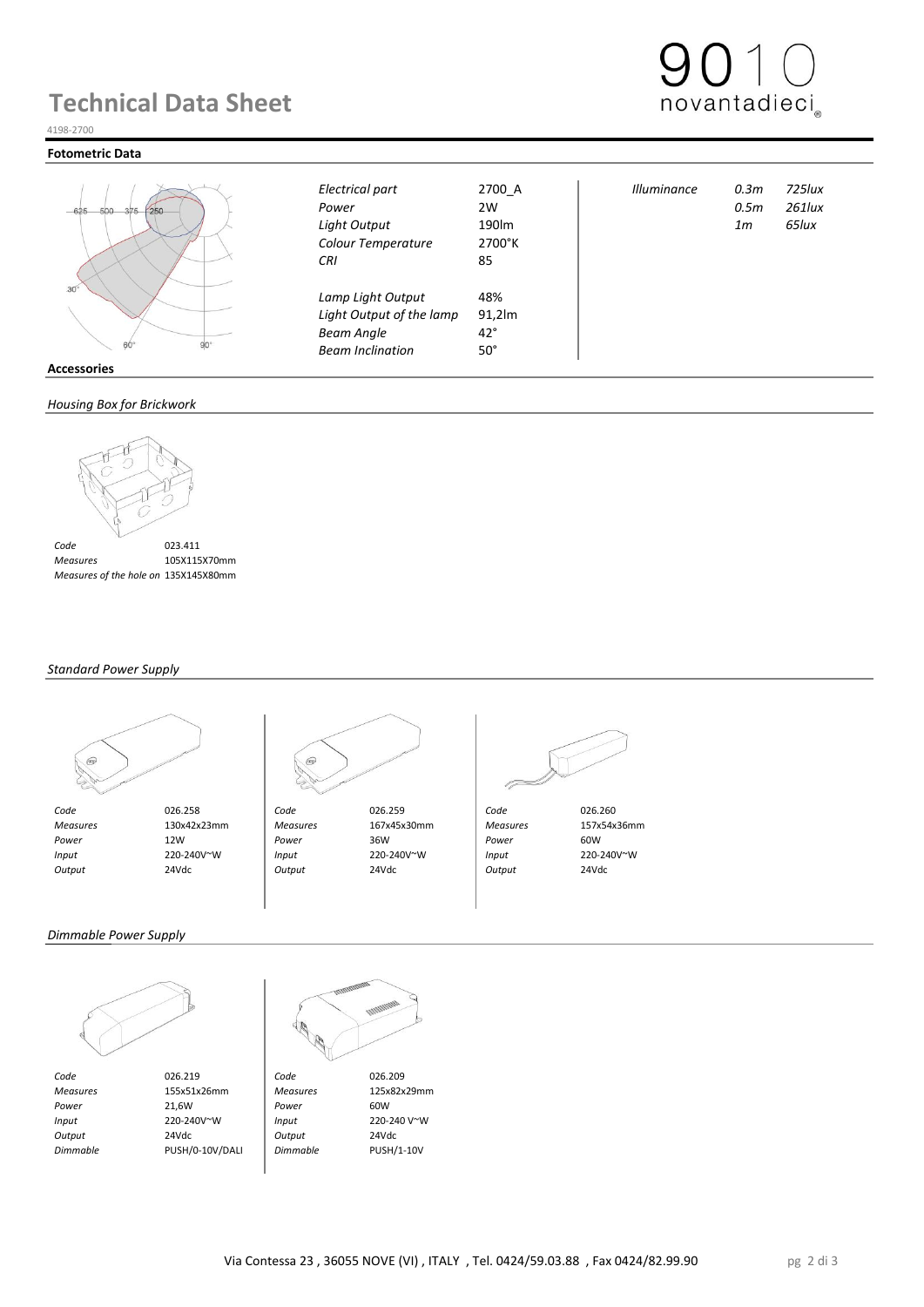# Technical Data Sheet

4198-2700

## Fotometric Data

| | | | | |
|---|---|---|---|---|
| *Electrical part* | 2700_A | *Illuminance* | *0.3m* | *725lux* |
| *Power* | 2W | | *0.5m* | *261lux* |
| *Light Output* | 190lm | | *1m* | *65lux* |
| *Colour Temperature* | 2700°K | | | |
| *CRI* | 85 | | | |
| *Lamp Light Output* | 48% | | | |
| *Light Output of the lamp* | 91,2lm | | | |
| *Beam Angle* | 42° | | | |
| *Beam Inclination* | 50° | | | |

## Accessories

### *Housing Box for Brickwork*

| | |
|---|---|
| *Code* | 023.411 |
| *Measures* | 105X115X70mm |
| *Measures of the hole on* | 135X145X80mm |

### *Standard Power Supply*

| | | | | | |
|---|---|---|---|---|---|
| *Code* | 026.258 | *Code* | 026.259 | *Code* | 026.260 |
| *Measures* | 130x42x23mm | *Measures* | 167x45x30mm | *Measures* | 157x54x36mm |
| *Power* | 12W | *Power* | 36W | *Power* | 60W |
| *Input* | 220-240V~W | *Input* | 220-240V~W | *Input* | 220-240V~W |
| *Output* | 24Vdc | *Output* | 24Vdc | *Output* | 24Vdc |

### *Dimmable Power Supply*

| | | | |
|---|---|---|---|
| *Code* | 026.219 | *Code* | 026.209 |
| *Measures* | 155x51x26mm | *Measures* | 125x82x29mm |
| *Power* | 21,6W | *Power* | 60W |
| *Input* | 220-240V~W | *Input* | 220-240 V~W |
| *Output* | 24Vdc | *Output* | 24Vdc |
| *Dimmable* | PUSH/0-10V/DALI | *Dimmable* | PUSH/1-10V |

Via Contessa 23 , 36055 NOVE (VI) , ITALY , Tel. 0424/59.03.88 , Fax 0424/82.99.90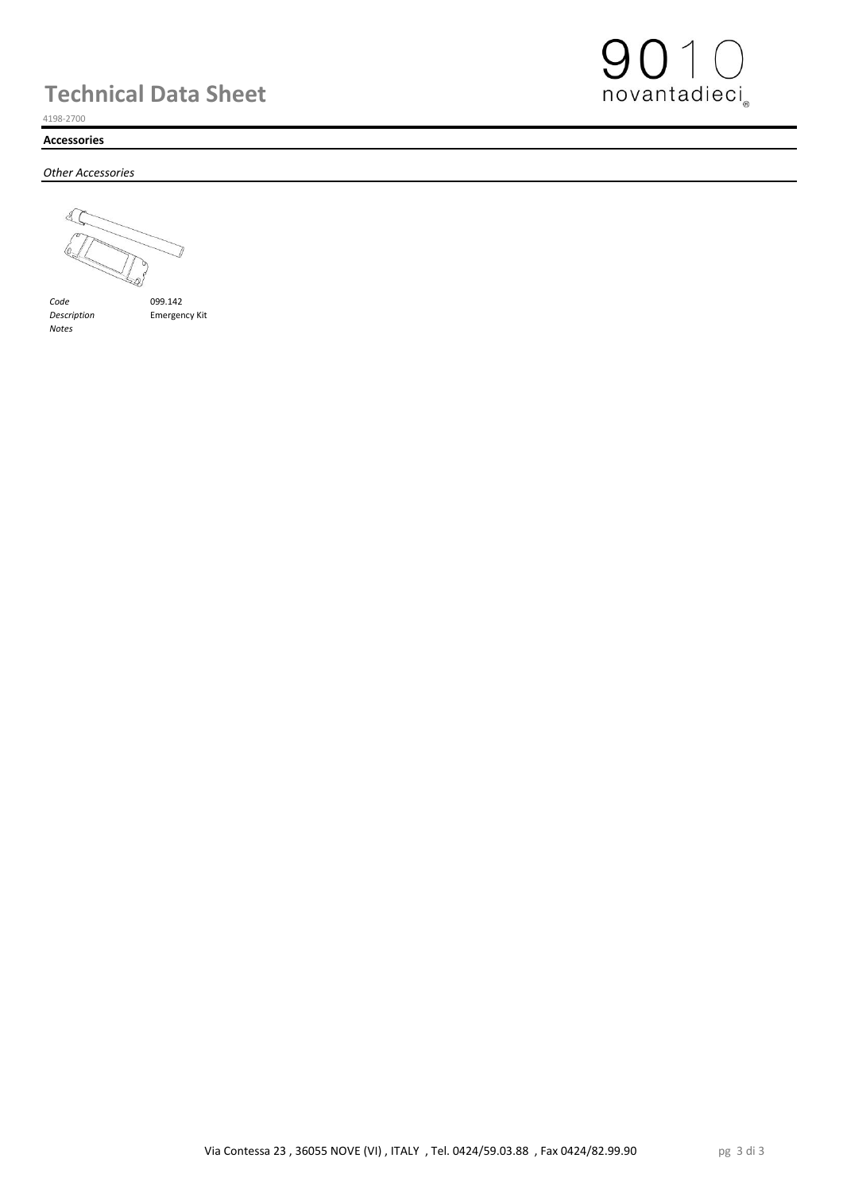# Technical Data Sheet

4198-2700

## Accessories

### *Other Accessories*

| | |
|---|---|
| *Code* | 099.142 |
| *Description* | Emergency Kit |
| *Notes* | |

Via Contessa 23 , 36055 NOVE (VI) , ITALY , Tel. 0424/59.03.88 , Fax 0424/82.99.90